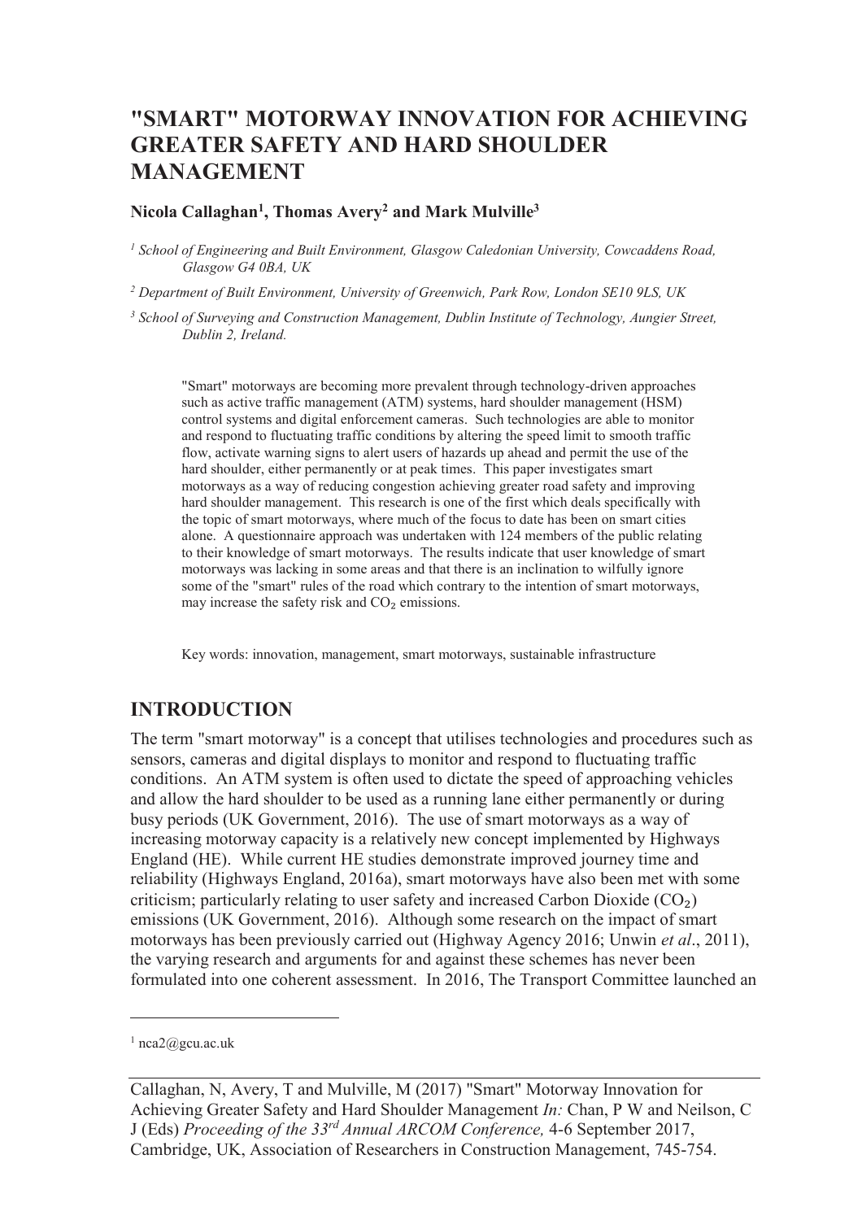# "SMART" MOTORWAY INNOVATION FOR ACHIEVING GREATER SAFETY AND HARD SHOULDER MANAGEMENT

**Nicola Callaghan[1], Thomas Avery[2] and Mark Mulville[3]**

[1] *School of Engineering and Built Environment, Glasgow Caledonian University, Cowcaddens Road, Glasgow G4 0BA, UK*

[2] *Department of Built Environment, University of Greenwich, Park Row, London SE10 9LS, UK*

[3] *School of Surveying and Construction Management, Dublin Institute of Technology, Aungier Street, Dublin 2, Ireland.*

"Smart" motorways are becoming more prevalent through technology-driven approaches such as active traffic management (ATM) systems, hard shoulder management (HSM) control systems and digital enforcement cameras. Such technologies are able to monitor and respond to fluctuating traffic conditions by altering the speed limit to smooth traffic flow, activate warning signs to alert users of hazards up ahead and permit the use of the hard shoulder, either permanently or at peak times. This paper investigates smart motorways as a way of reducing congestion achieving greater road safety and improving hard shoulder management. This research is one of the first which deals specifically with the topic of smart motorways, where much of the focus to date has been on smart cities alone. A questionnaire approach was undertaken with 124 members of the public relating to their knowledge of smart motorways. The results indicate that user knowledge of smart motorways was lacking in some areas and that there is an inclination to wilfully ignore some of the "smart" rules of the road which contrary to the intention of smart motorways, may increase the safety risk and $CO_2$ emissions.

Key words: innovation, management, smart motorways, sustainable infrastructure

## INTRODUCTION

The term "smart motorway" is a concept that utilises technologies and procedures such as sensors, cameras and digital displays to monitor and respond to fluctuating traffic conditions. An ATM system is often used to dictate the speed of approaching vehicles and allow the hard shoulder to be used as a running lane either permanently or during busy periods (UK Government, 2016). The use of smart motorways as a way of increasing motorway capacity is a relatively new concept implemented by Highways England (HE). While current HE studies demonstrate improved journey time and reliability (Highways England, 2016a), smart motorways have also been met with some criticism; particularly relating to user safety and increased Carbon Dioxide ($CO_2$) emissions (UK Government, 2016). Although some research on the impact of smart motorways has been previously carried out (Highway Agency 2016; Unwin *et al*., 2011), the varying research and arguments for and against these schemes has never been formulated into one coherent assessment. In 2016, The Transport Committee launched an

[1] nca2@gcu.ac.uk

Callaghan, N, Avery, T and Mulville, M (2017) "Smart" Motorway Innovation for Achieving Greater Safety and Hard Shoulder Management *In:* Chan, P W and Neilson, C J (Eds) *Proceeding of the 33rd Annual ARCOM Conference,* 4-6 September 2017, Cambridge, UK, Association of Researchers in Construction Management, 745-754.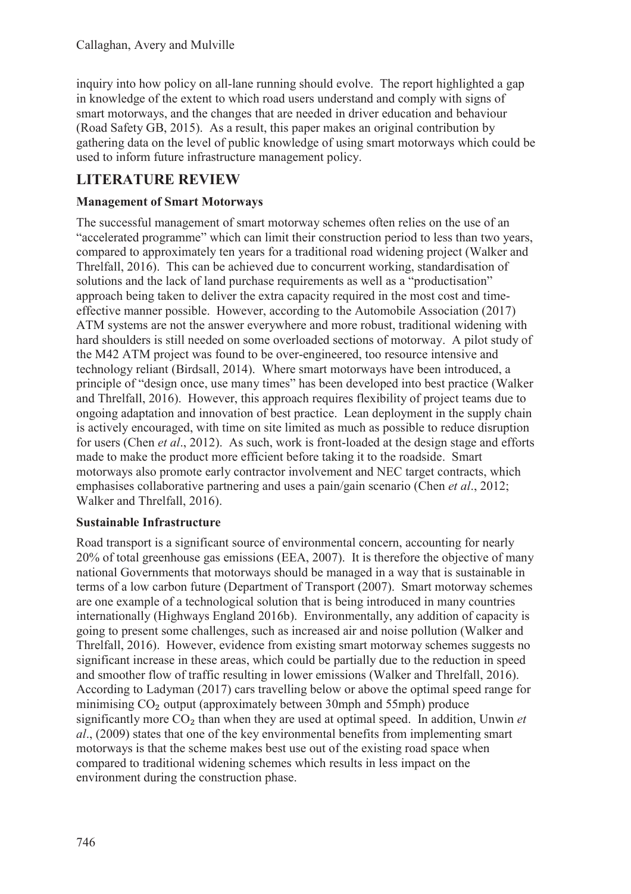inquiry into how policy on all-lane running should evolve. The report highlighted a gap in knowledge of the extent to which road users understand and comply with signs of smart motorways, and the changes that are needed in driver education and behaviour (Road Safety GB, 2015). As a result, this paper makes an original contribution by gathering data on the level of public knowledge of using smart motorways which could be used to inform future infrastructure management policy.

## LITERATURE REVIEW

### Management of Smart Motorways

The successful management of smart motorway schemes often relies on the use of an "accelerated programme" which can limit their construction period to less than two years, compared to approximately ten years for a traditional road widening project (Walker and Threlfall, 2016). This can be achieved due to concurrent working, standardisation of solutions and the lack of land purchase requirements as well as a "productisation" approach being taken to deliver the extra capacity required in the most cost and time-effective manner possible. However, according to the Automobile Association (2017) ATM systems are not the answer everywhere and more robust, traditional widening with hard shoulders is still needed on some overloaded sections of motorway. A pilot study of the M42 ATM project was found to be over-engineered, too resource intensive and technology reliant (Birdsall, 2014). Where smart motorways have been introduced, a principle of "design once, use many times" has been developed into best practice (Walker and Threlfall, 2016). However, this approach requires flexibility of project teams due to ongoing adaptation and innovation of best practice. Lean deployment in the supply chain is actively encouraged, with time on site limited as much as possible to reduce disruption for users (Chen *et al*., 2012). As such, work is front-loaded at the design stage and efforts made to make the product more efficient before taking it to the roadside. Smart motorways also promote early contractor involvement and NEC target contracts, which emphasises collaborative partnering and uses a pain/gain scenario (Chen *et al*., 2012; Walker and Threlfall, 2016).

### Sustainable Infrastructure

Road transport is a significant source of environmental concern, accounting for nearly 20% of total greenhouse gas emissions (EEA, 2007). It is therefore the objective of many national Governments that motorways should be managed in a way that is sustainable in terms of a low carbon future (Department of Transport (2007). Smart motorway schemes are one example of a technological solution that is being introduced in many countries internationally (Highways England 2016b). Environmentally, any addition of capacity is going to present some challenges, such as increased air and noise pollution (Walker and Threlfall, 2016). However, evidence from existing smart motorway schemes suggests no significant increase in these areas, which could be partially due to the reduction in speed and smoother flow of traffic resulting in lower emissions (Walker and Threlfall, 2016). According to Ladyman (2017) cars travelling below or above the optimal speed range for minimising $CO_2$ output (approximately between 30mph and 55mph) produce significantly more $CO_2$ than when they are used at optimal speed. In addition, Unwin *et al*., (2009) states that one of the key environmental benefits from implementing smart motorways is that the scheme makes best use out of the existing road space when compared to traditional widening schemes which results in less impact on the environment during the construction phase.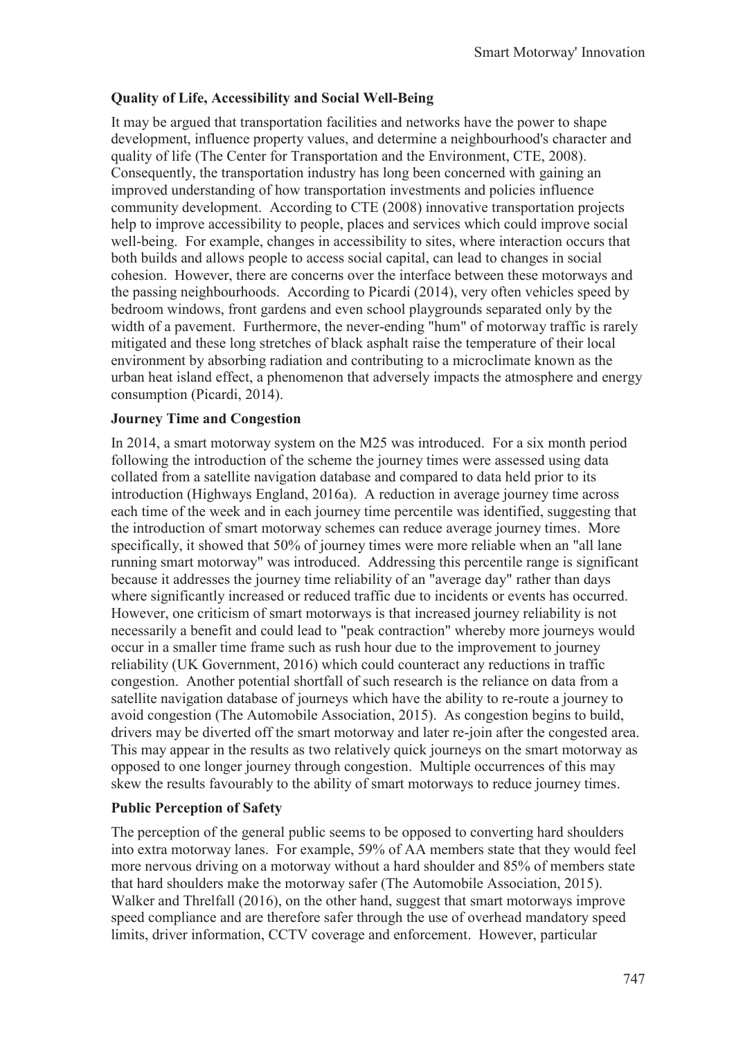### Quality of Life, Accessibility and Social Well-Being

It may be argued that transportation facilities and networks have the power to shape development, influence property values, and determine a neighbourhood's character and quality of life (The Center for Transportation and the Environment, CTE, 2008). Consequently, the transportation industry has long been concerned with gaining an improved understanding of how transportation investments and policies influence community development. According to CTE (2008) innovative transportation projects help to improve accessibility to people, places and services which could improve social well-being. For example, changes in accessibility to sites, where interaction occurs that both builds and allows people to access social capital, can lead to changes in social cohesion. However, there are concerns over the interface between these motorways and the passing neighbourhoods. According to Picardi (2014), very often vehicles speed by bedroom windows, front gardens and even school playgrounds separated only by the width of a pavement. Furthermore, the never-ending "hum" of motorway traffic is rarely mitigated and these long stretches of black asphalt raise the temperature of their local environment by absorbing radiation and contributing to a microclimate known as the urban heat island effect, a phenomenon that adversely impacts the atmosphere and energy consumption (Picardi, 2014).

### Journey Time and Congestion

In 2014, a smart motorway system on the M25 was introduced. For a six month period following the introduction of the scheme the journey times were assessed using data collated from a satellite navigation database and compared to data held prior to its introduction (Highways England, 2016a). A reduction in average journey time across each time of the week and in each journey time percentile was identified, suggesting that the introduction of smart motorway schemes can reduce average journey times. More specifically, it showed that 50% of journey times were more reliable when an "all lane running smart motorway" was introduced. Addressing this percentile range is significant because it addresses the journey time reliability of an "average day" rather than days where significantly increased or reduced traffic due to incidents or events has occurred. However, one criticism of smart motorways is that increased journey reliability is not necessarily a benefit and could lead to "peak contraction" whereby more journeys would occur in a smaller time frame such as rush hour due to the improvement to journey reliability (UK Government, 2016) which could counteract any reductions in traffic congestion. Another potential shortfall of such research is the reliance on data from a satellite navigation database of journeys which have the ability to re-route a journey to avoid congestion (The Automobile Association, 2015). As congestion begins to build, drivers may be diverted off the smart motorway and later re-join after the congested area. This may appear in the results as two relatively quick journeys on the smart motorway as opposed to one longer journey through congestion. Multiple occurrences of this may skew the results favourably to the ability of smart motorways to reduce journey times.

### Public Perception of Safety

The perception of the general public seems to be opposed to converting hard shoulders into extra motorway lanes. For example, 59% of AA members state that they would feel more nervous driving on a motorway without a hard shoulder and 85% of members state that hard shoulders make the motorway safer (The Automobile Association, 2015). Walker and Threlfall (2016), on the other hand, suggest that smart motorways improve speed compliance and are therefore safer through the use of overhead mandatory speed limits, driver information, CCTV coverage and enforcement. However, particular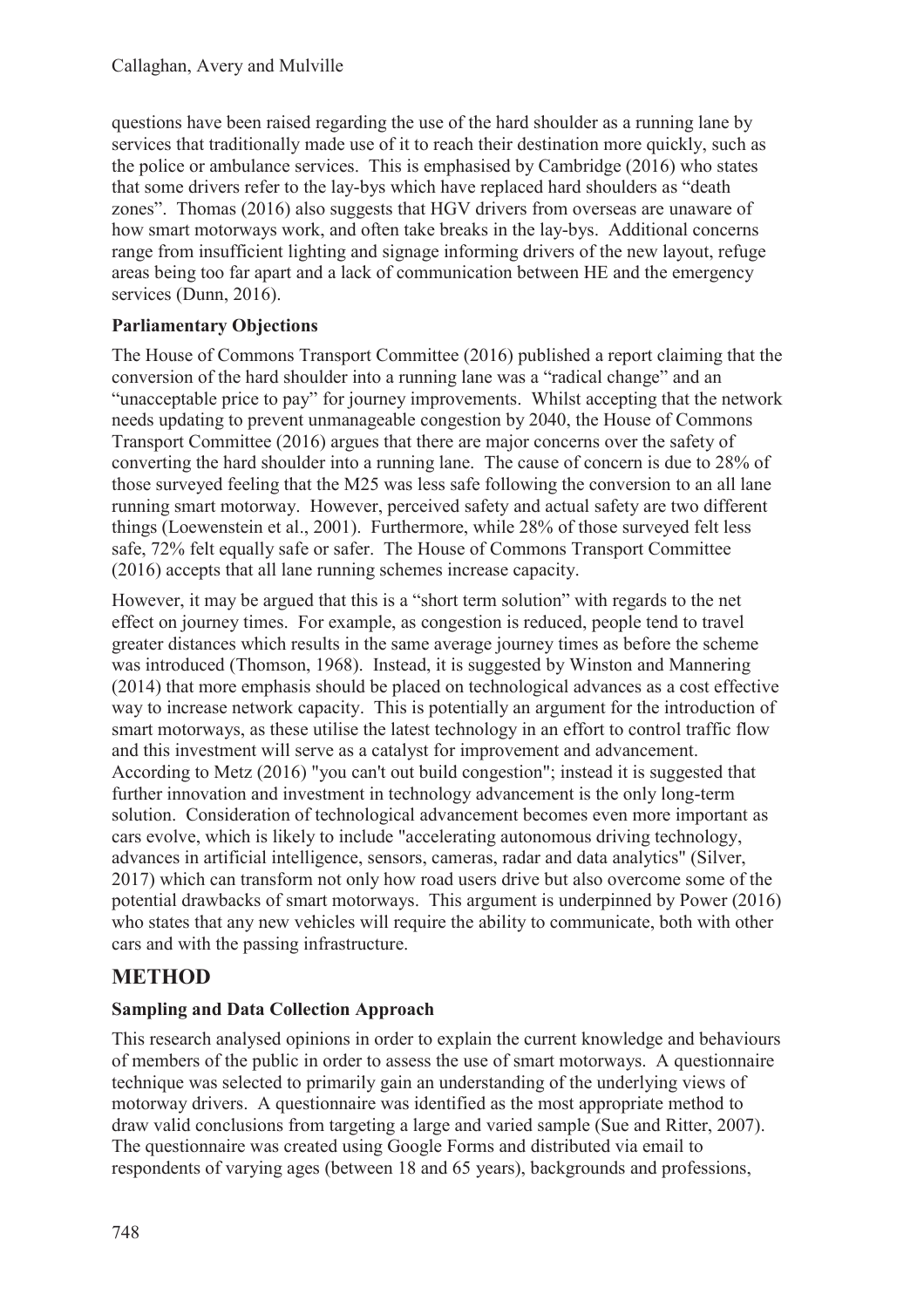questions have been raised regarding the use of the hard shoulder as a running lane by services that traditionally made use of it to reach their destination more quickly, such as the police or ambulance services. This is emphasised by Cambridge (2016) who states that some drivers refer to the lay-bys which have replaced hard shoulders as "death zones". Thomas (2016) also suggests that HGV drivers from overseas are unaware of how smart motorways work, and often take breaks in the lay-bys. Additional concerns range from insufficient lighting and signage informing drivers of the new layout, refuge areas being too far apart and a lack of communication between HE and the emergency services (Dunn, 2016).

### Parliamentary Objections

The House of Commons Transport Committee (2016) published a report claiming that the conversion of the hard shoulder into a running lane was a "radical change" and an "unacceptable price to pay" for journey improvements. Whilst accepting that the network needs updating to prevent unmanageable congestion by 2040, the House of Commons Transport Committee (2016) argues that there are major concerns over the safety of converting the hard shoulder into a running lane. The cause of concern is due to 28% of those surveyed feeling that the M25 was less safe following the conversion to an all lane running smart motorway. However, perceived safety and actual safety are two different things (Loewenstein et al., 2001). Furthermore, while 28% of those surveyed felt less safe, 72% felt equally safe or safer. The House of Commons Transport Committee (2016) accepts that all lane running schemes increase capacity.

However, it may be argued that this is a "short term solution" with regards to the net effect on journey times. For example, as congestion is reduced, people tend to travel greater distances which results in the same average journey times as before the scheme was introduced (Thomson, 1968). Instead, it is suggested by Winston and Mannering (2014) that more emphasis should be placed on technological advances as a cost effective way to increase network capacity. This is potentially an argument for the introduction of smart motorways, as these utilise the latest technology in an effort to control traffic flow and this investment will serve as a catalyst for improvement and advancement. According to Metz (2016) "you can't out build congestion"; instead it is suggested that further innovation and investment in technology advancement is the only long-term solution. Consideration of technological advancement becomes even more important as cars evolve, which is likely to include "accelerating autonomous driving technology, advances in artificial intelligence, sensors, cameras, radar and data analytics" (Silver, 2017) which can transform not only how road users drive but also overcome some of the potential drawbacks of smart motorways. This argument is underpinned by Power (2016) who states that any new vehicles will require the ability to communicate, both with other cars and with the passing infrastructure.

## METHOD

### Sampling and Data Collection Approach

This research analysed opinions in order to explain the current knowledge and behaviours of members of the public in order to assess the use of smart motorways. A questionnaire technique was selected to primarily gain an understanding of the underlying views of motorway drivers. A questionnaire was identified as the most appropriate method to draw valid conclusions from targeting a large and varied sample (Sue and Ritter, 2007). The questionnaire was created using Google Forms and distributed via email to respondents of varying ages (between 18 and 65 years), backgrounds and professions,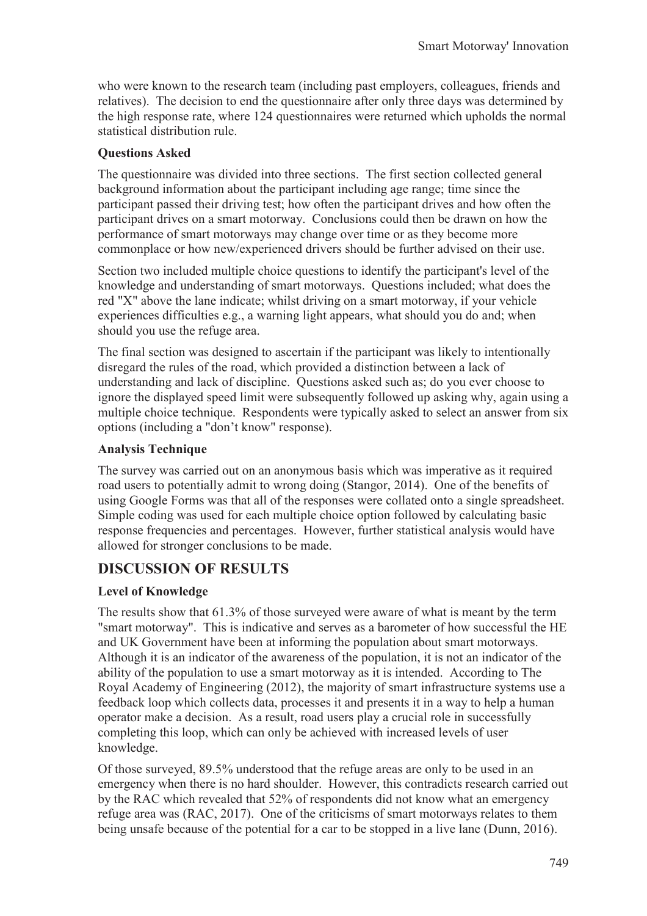who were known to the research team (including past employers, colleagues, friends and relatives). The decision to end the questionnaire after only three days was determined by the high response rate, where 124 questionnaires were returned which upholds the normal statistical distribution rule.

### Questions Asked

The questionnaire was divided into three sections. The first section collected general background information about the participant including age range; time since the participant passed their driving test; how often the participant drives and how often the participant drives on a smart motorway. Conclusions could then be drawn on how the performance of smart motorways may change over time or as they become more commonplace or how new/experienced drivers should be further advised on their use.

Section two included multiple choice questions to identify the participant's level of the knowledge and understanding of smart motorways. Questions included; what does the red "X" above the lane indicate; whilst driving on a smart motorway, if your vehicle experiences difficulties e.g., a warning light appears, what should you do and; when should you use the refuge area.

The final section was designed to ascertain if the participant was likely to intentionally disregard the rules of the road, which provided a distinction between a lack of understanding and lack of discipline. Questions asked such as; do you ever choose to ignore the displayed speed limit were subsequently followed up asking why, again using a multiple choice technique. Respondents were typically asked to select an answer from six options (including a "don't know" response).

### Analysis Technique

The survey was carried out on an anonymous basis which was imperative as it required road users to potentially admit to wrong doing (Stangor, 2014). One of the benefits of using Google Forms was that all of the responses were collated onto a single spreadsheet. Simple coding was used for each multiple choice option followed by calculating basic response frequencies and percentages. However, further statistical analysis would have allowed for stronger conclusions to be made.

## DISCUSSION OF RESULTS

### Level of Knowledge

The results show that 61.3% of those surveyed were aware of what is meant by the term "smart motorway". This is indicative and serves as a barometer of how successful the HE and UK Government have been at informing the population about smart motorways. Although it is an indicator of the awareness of the population, it is not an indicator of the ability of the population to use a smart motorway as it is intended. According to The Royal Academy of Engineering (2012), the majority of smart infrastructure systems use a feedback loop which collects data, processes it and presents it in a way to help a human operator make a decision. As a result, road users play a crucial role in successfully completing this loop, which can only be achieved with increased levels of user knowledge.

Of those surveyed, 89.5% understood that the refuge areas are only to be used in an emergency when there is no hard shoulder. However, this contradicts research carried out by the RAC which revealed that 52% of respondents did not know what an emergency refuge area was (RAC, 2017). One of the criticisms of smart motorways relates to them being unsafe because of the potential for a car to be stopped in a live lane (Dunn, 2016).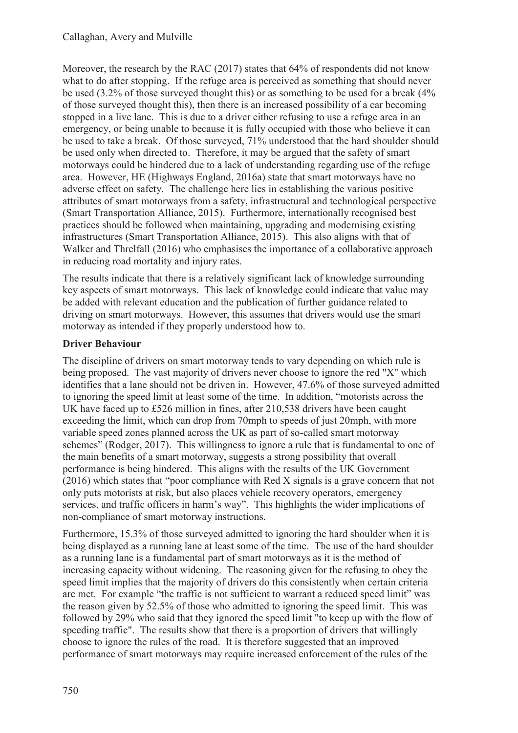Moreover, the research by the RAC (2017) states that 64% of respondents did not know what to do after stopping. If the refuge area is perceived as something that should never be used (3.2% of those surveyed thought this) or as something to be used for a break (4% of those surveyed thought this), then there is an increased possibility of a car becoming stopped in a live lane. This is due to a driver either refusing to use a refuge area in an emergency, or being unable to because it is fully occupied with those who believe it can be used to take a break. Of those surveyed, 71% understood that the hard shoulder should be used only when directed to. Therefore, it may be argued that the safety of smart motorways could be hindered due to a lack of understanding regarding use of the refuge area. However, HE (Highways England, 2016a) state that smart motorways have no adverse effect on safety. The challenge here lies in establishing the various positive attributes of smart motorways from a safety, infrastructural and technological perspective (Smart Transportation Alliance, 2015). Furthermore, internationally recognised best practices should be followed when maintaining, upgrading and modernising existing infrastructures (Smart Transportation Alliance, 2015). This also aligns with that of Walker and Threlfall (2016) who emphasises the importance of a collaborative approach in reducing road mortality and injury rates.

The results indicate that there is a relatively significant lack of knowledge surrounding key aspects of smart motorways. This lack of knowledge could indicate that value may be added with relevant education and the publication of further guidance related to driving on smart motorways. However, this assumes that drivers would use the smart motorway as intended if they properly understood how to.

**Driver Behaviour**

The discipline of drivers on smart motorway tends to vary depending on which rule is being proposed. The vast majority of drivers never choose to ignore the red "X" which identifies that a lane should not be driven in. However, 47.6% of those surveyed admitted to ignoring the speed limit at least some of the time. In addition, "motorists across the UK have faced up to £526 million in fines, after 210,538 drivers have been caught exceeding the limit, which can drop from 70mph to speeds of just 20mph, with more variable speed zones planned across the UK as part of so-called smart motorway schemes" (Rodger, 2017). This willingness to ignore a rule that is fundamental to one of the main benefits of a smart motorway, suggests a strong possibility that overall performance is being hindered. This aligns with the results of the UK Government (2016) which states that "poor compliance with Red X signals is a grave concern that not only puts motorists at risk, but also places vehicle recovery operators, emergency services, and traffic officers in harm's way". This highlights the wider implications of non-compliance of smart motorway instructions.

Furthermore, 15.3% of those surveyed admitted to ignoring the hard shoulder when it is being displayed as a running lane at least some of the time. The use of the hard shoulder as a running lane is a fundamental part of smart motorways as it is the method of increasing capacity without widening. The reasoning given for the refusing to obey the speed limit implies that the majority of drivers do this consistently when certain criteria are met. For example "the traffic is not sufficient to warrant a reduced speed limit" was the reason given by 52.5% of those who admitted to ignoring the speed limit. This was followed by 29% who said that they ignored the speed limit "to keep up with the flow of speeding traffic". The results show that there is a proportion of drivers that willingly choose to ignore the rules of the road. It is therefore suggested that an improved performance of smart motorways may require increased enforcement of the rules of the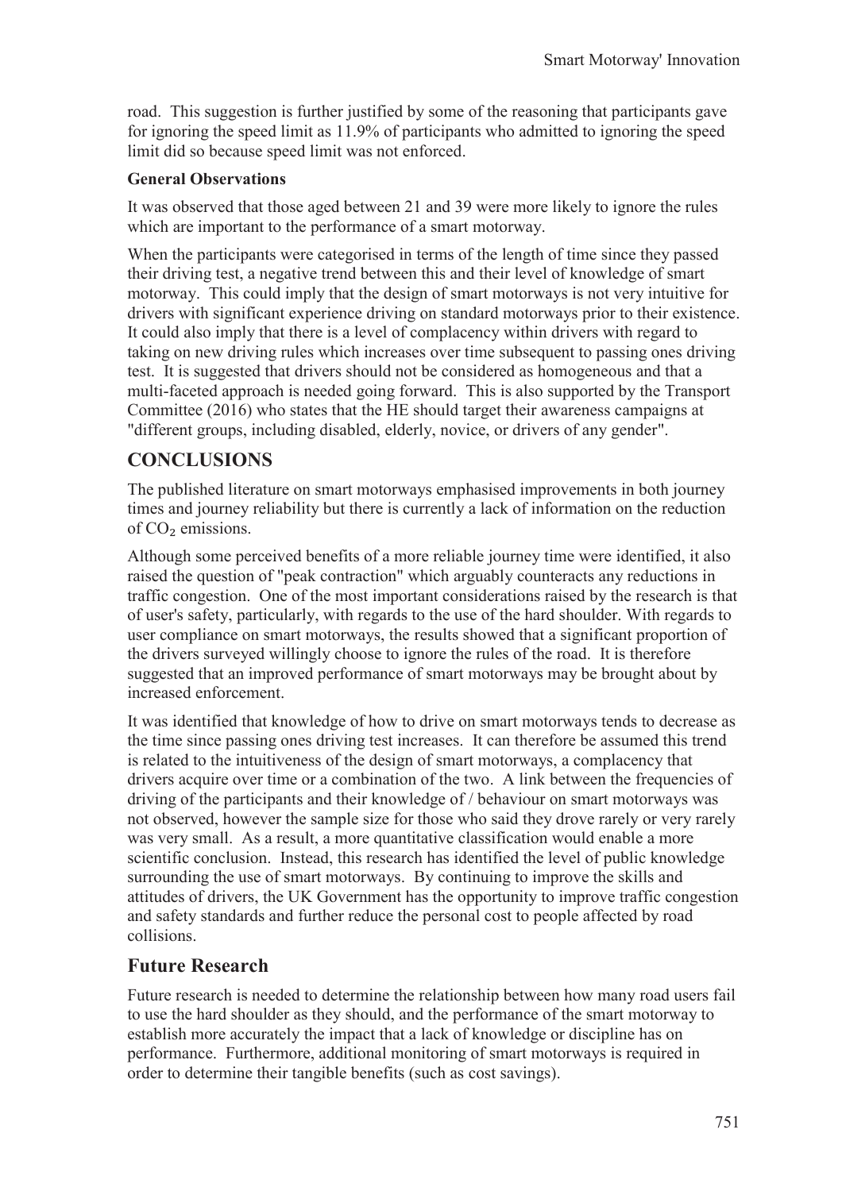road. This suggestion is further justified by some of the reasoning that participants gave for ignoring the speed limit as 11.9% of participants who admitted to ignoring the speed limit did so because speed limit was not enforced.

### General Observations

It was observed that those aged between 21 and 39 were more likely to ignore the rules which are important to the performance of a smart motorway.

When the participants were categorised in terms of the length of time since they passed their driving test, a negative trend between this and their level of knowledge of smart motorway. This could imply that the design of smart motorways is not very intuitive for drivers with significant experience driving on standard motorways prior to their existence. It could also imply that there is a level of complacency within drivers with regard to taking on new driving rules which increases over time subsequent to passing ones driving test. It is suggested that drivers should not be considered as homogeneous and that a multi-faceted approach is needed going forward. This is also supported by the Transport Committee (2016) who states that the HE should target their awareness campaigns at "different groups, including disabled, elderly, novice, or drivers of any gender".

## CONCLUSIONS

The published literature on smart motorways emphasised improvements in both journey times and journey reliability but there is currently a lack of information on the reduction of $CO_2$ emissions.

Although some perceived benefits of a more reliable journey time were identified, it also raised the question of "peak contraction" which arguably counteracts any reductions in traffic congestion. One of the most important considerations raised by the research is that of user's safety, particularly, with regards to the use of the hard shoulder. With regards to user compliance on smart motorways, the results showed that a significant proportion of the drivers surveyed willingly choose to ignore the rules of the road. It is therefore suggested that an improved performance of smart motorways may be brought about by increased enforcement.

It was identified that knowledge of how to drive on smart motorways tends to decrease as the time since passing ones driving test increases. It can therefore be assumed this trend is related to the intuitiveness of the design of smart motorways, a complacency that drivers acquire over time or a combination of the two. A link between the frequencies of driving of the participants and their knowledge of / behaviour on smart motorways was not observed, however the sample size for those who said they drove rarely or very rarely was very small. As a result, a more quantitative classification would enable a more scientific conclusion. Instead, this research has identified the level of public knowledge surrounding the use of smart motorways. By continuing to improve the skills and attitudes of drivers, the UK Government has the opportunity to improve traffic congestion and safety standards and further reduce the personal cost to people affected by road collisions.

## Future Research

Future research is needed to determine the relationship between how many road users fail to use the hard shoulder as they should, and the performance of the smart motorway to establish more accurately the impact that a lack of knowledge or discipline has on performance. Furthermore, additional monitoring of smart motorways is required in order to determine their tangible benefits (such as cost savings).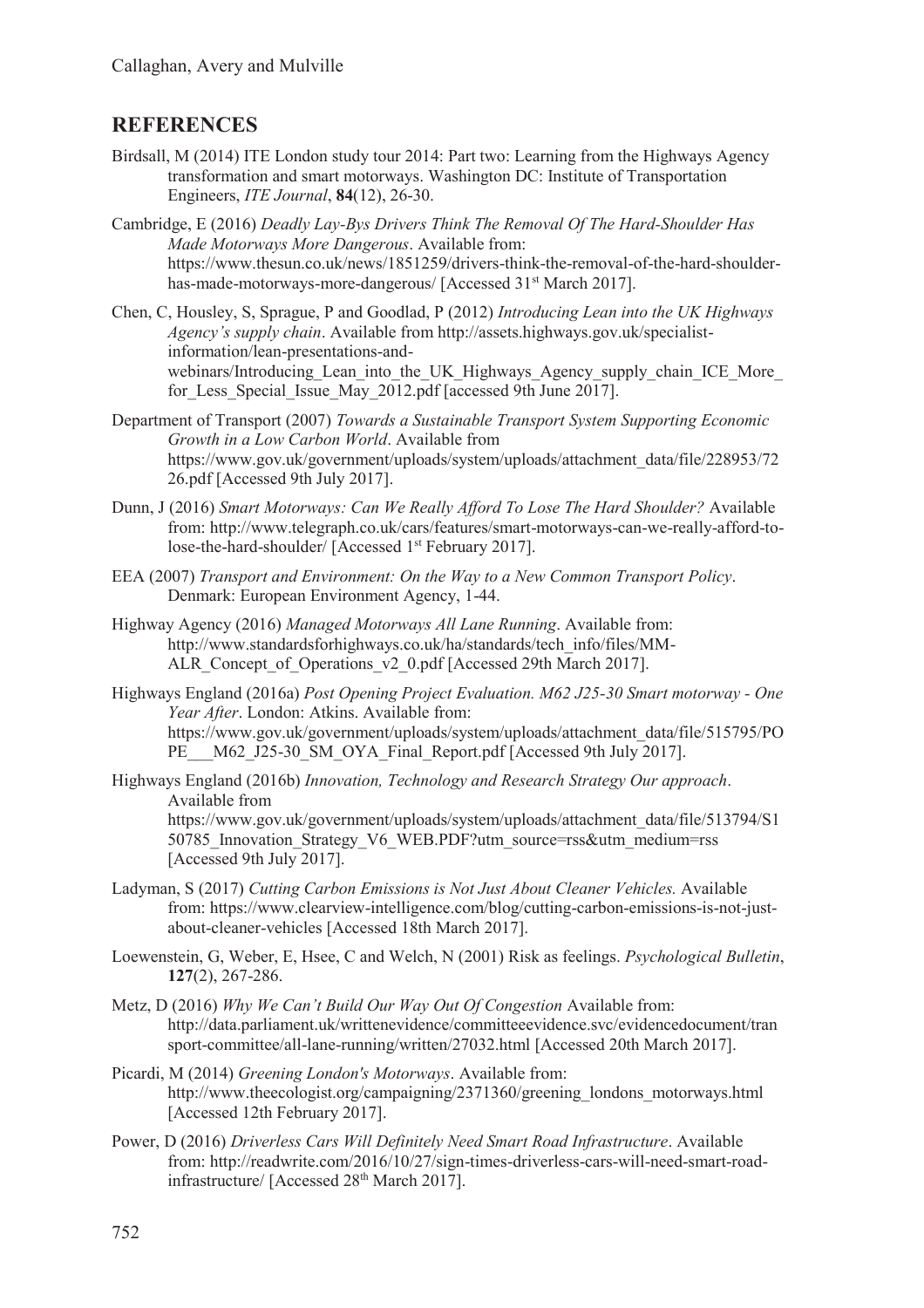## REFERENCES

Birdsall, M (2014) ITE London study tour 2014: Part two: Learning from the Highways Agency transformation and smart motorways. Washington DC: Institute of Transportation Engineers, *ITE Journal*, **84**(12), 26-30.

Cambridge, E (2016) *Deadly Lay-Bys Drivers Think The Removal Of The Hard-Shoulder Has Made Motorways More Dangerous*. Available from: https://www.thesun.co.uk/news/1851259/drivers-think-the-removal-of-the-hard-shoulder-has-made-motorways-more-dangerous/ [Accessed 31st March 2017].

Chen, C, Housley, S, Sprague, P and Goodlad, P (2012) *Introducing Lean into the UK Highways Agency's supply chain*. Available from http://assets.highways.gov.uk/specialist-information/lean-presentations-and-webinars/Introducing_Lean_into_the_UK_Highways_Agency_supply_chain_ICE_More_for_Less_Special_Issue_May_2012.pdf [accessed 9th June 2017].

Department of Transport (2007) *Towards a Sustainable Transport System Supporting Economic Growth in a Low Carbon World*. Available from https://www.gov.uk/government/uploads/system/uploads/attachment_data/file/228953/7226.pdf [Accessed 9th July 2017].

Dunn, J (2016) *Smart Motorways: Can We Really Afford To Lose The Hard Shoulder?* Available from: http://www.telegraph.co.uk/cars/features/smart-motorways-can-we-really-afford-to-lose-the-hard-shoulder/ [Accessed 1st February 2017].

EEA (2007) *Transport and Environment: On the Way to a New Common Transport Policy*. Denmark: European Environment Agency, 1-44.

Highway Agency (2016) *Managed Motorways All Lane Running*. Available from: http://www.standardsforhighways.co.uk/ha/standards/tech_info/files/MM-ALR_Concept_of_Operations_v2_0.pdf [Accessed 29th March 2017].

Highways England (2016a) *Post Opening Project Evaluation. M62 J25-30 Smart motorway - One Year After*. London: Atkins. Available from: https://www.gov.uk/government/uploads/system/uploads/attachment_data/file/515795/POPE___M62_J25-30_SM_OYA_Final_Report.pdf [Accessed 9th July 2017].

Highways England (2016b) *Innovation, Technology and Research Strategy Our approach*. Available from https://www.gov.uk/government/uploads/system/uploads/attachment_data/file/513794/S150785_Innovation_Strategy_V6_WEB.PDF?utm_source=rss&utm_medium=rss [Accessed 9th July 2017].

Ladyman, S (2017) *Cutting Carbon Emissions is Not Just About Cleaner Vehicles.* Available from: https://www.clearview-intelligence.com/blog/cutting-carbon-emissions-is-not-just-about-cleaner-vehicles [Accessed 18th March 2017].

Loewenstein, G, Weber, E, Hsee, C and Welch, N (2001) Risk as feelings. *Psychological Bulletin*, **127**(2), 267-286.

Metz, D (2016) *Why We Can't Build Our Way Out Of Congestion* Available from: http://data.parliament.uk/writtenevidence/committeeevidence.svc/evidencedocument/transport-committee/all-lane-running/written/27032.html [Accessed 20th March 2017].

Picardi, M (2014) *Greening London's Motorways*. Available from: http://www.theecologist.org/campaigning/2371360/greening_londons_motorways.html [Accessed 12th February 2017].

Power, D (2016) *Driverless Cars Will Definitely Need Smart Road Infrastructure*. Available from: http://readwrite.com/2016/10/27/sign-times-driverless-cars-will-need-smart-road-infrastructure/ [Accessed 28th March 2017].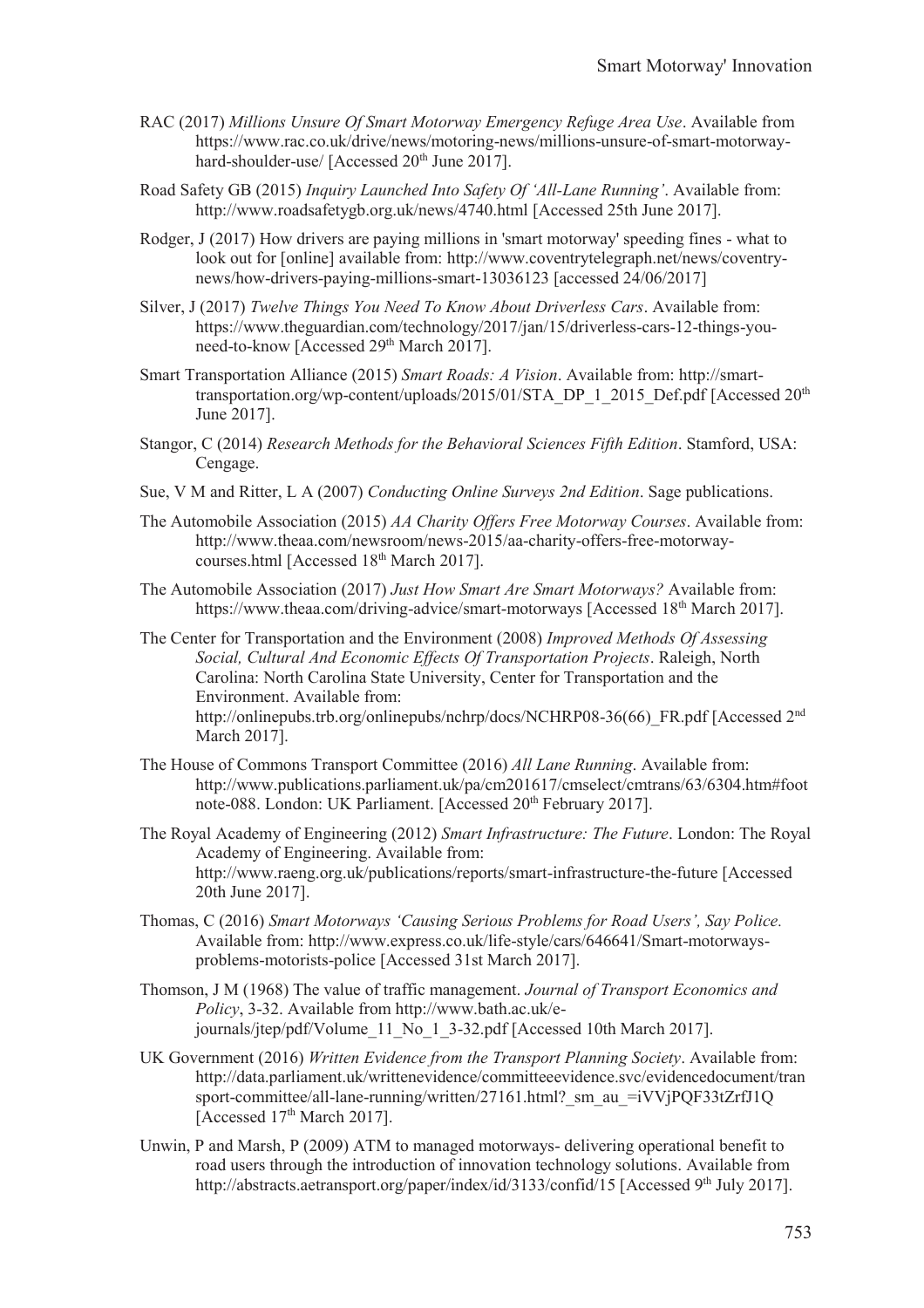RAC (2017) *Millions Unsure Of Smart Motorway Emergency Refuge Area Use*. Available from https://www.rac.co.uk/drive/news/motoring-news/millions-unsure-of-smart-motorway-hard-shoulder-use/ [Accessed 20th June 2017].

Road Safety GB (2015) *Inquiry Launched Into Safety Of 'All-Lane Running'*. Available from: http://www.roadsafetygb.org.uk/news/4740.html [Accessed 25th June 2017].

Rodger, J (2017) How drivers are paying millions in 'smart motorway' speeding fines - what to look out for [online] available from: http://www.coventrytelegraph.net/news/coventry-news/how-drivers-paying-millions-smart-13036123 [accessed 24/06/2017]

Silver, J (2017) *Twelve Things You Need To Know About Driverless Cars*. Available from: https://www.theguardian.com/technology/2017/jan/15/driverless-cars-12-things-you-need-to-know [Accessed 29th March 2017].

Smart Transportation Alliance (2015) *Smart Roads: A Vision*. Available from: http://smart-transportation.org/wp-content/uploads/2015/01/STA_DP_1_2015_Def.pdf [Accessed 20th June 2017].

Stangor, C (2014) *Research Methods for the Behavioral Sciences Fifth Edition*. Stamford, USA: Cengage.

Sue, V M and Ritter, L A (2007) *Conducting Online Surveys 2nd Edition*. Sage publications.

The Automobile Association (2015) *AA Charity Offers Free Motorway Courses*. Available from: http://www.theaa.com/newsroom/news-2015/aa-charity-offers-free-motorway-courses.html [Accessed 18th March 2017].

The Automobile Association (2017) *Just How Smart Are Smart Motorways?* Available from: https://www.theaa.com/driving-advice/smart-motorways [Accessed 18th March 2017].

The Center for Transportation and the Environment (2008) *Improved Methods Of Assessing Social, Cultural And Economic Effects Of Transportation Projects*. Raleigh, North Carolina: North Carolina State University, Center for Transportation and the Environment. Available from: http://onlinepubs.trb.org/onlinepubs/nchrp/docs/NCHRP08-36(66)_FR.pdf [Accessed 2nd March 2017].

The House of Commons Transport Committee (2016) *All Lane Running*. Available from: http://www.publications.parliament.uk/pa/cm201617/cmselect/cmtrans/63/6304.htm#footnote-088. London: UK Parliament. [Accessed 20th February 2017].

The Royal Academy of Engineering (2012) *Smart Infrastructure: The Future*. London: The Royal Academy of Engineering. Available from: http://www.raeng.org.uk/publications/reports/smart-infrastructure-the-future [Accessed 20th June 2017].

Thomas, C (2016) *Smart Motorways 'Causing Serious Problems for Road Users', Say Police.* Available from: http://www.express.co.uk/life-style/cars/646641/Smart-motorways-problems-motorists-police [Accessed 31st March 2017].

Thomson, J M (1968) The value of traffic management. *Journal of Transport Economics and Policy*, 3-32. Available from http://www.bath.ac.uk/e-journals/jtep/pdf/Volume_11_No_1_3-32.pdf [Accessed 10th March 2017].

UK Government (2016) *Written Evidence from the Transport Planning Society*. Available from: http://data.parliament.uk/writtenevidence/committeeevidence.svc/evidencedocument/transport-committee/all-lane-running/written/27161.html?_sm_au_=iVVjPQF33tZrfJ1Q [Accessed 17th March 2017].

Unwin, P and Marsh, P (2009) ATM to managed motorways- delivering operational benefit to road users through the introduction of innovation technology solutions. Available from http://abstracts.aetransport.org/paper/index/id/3133/confid/15 [Accessed 9th July 2017].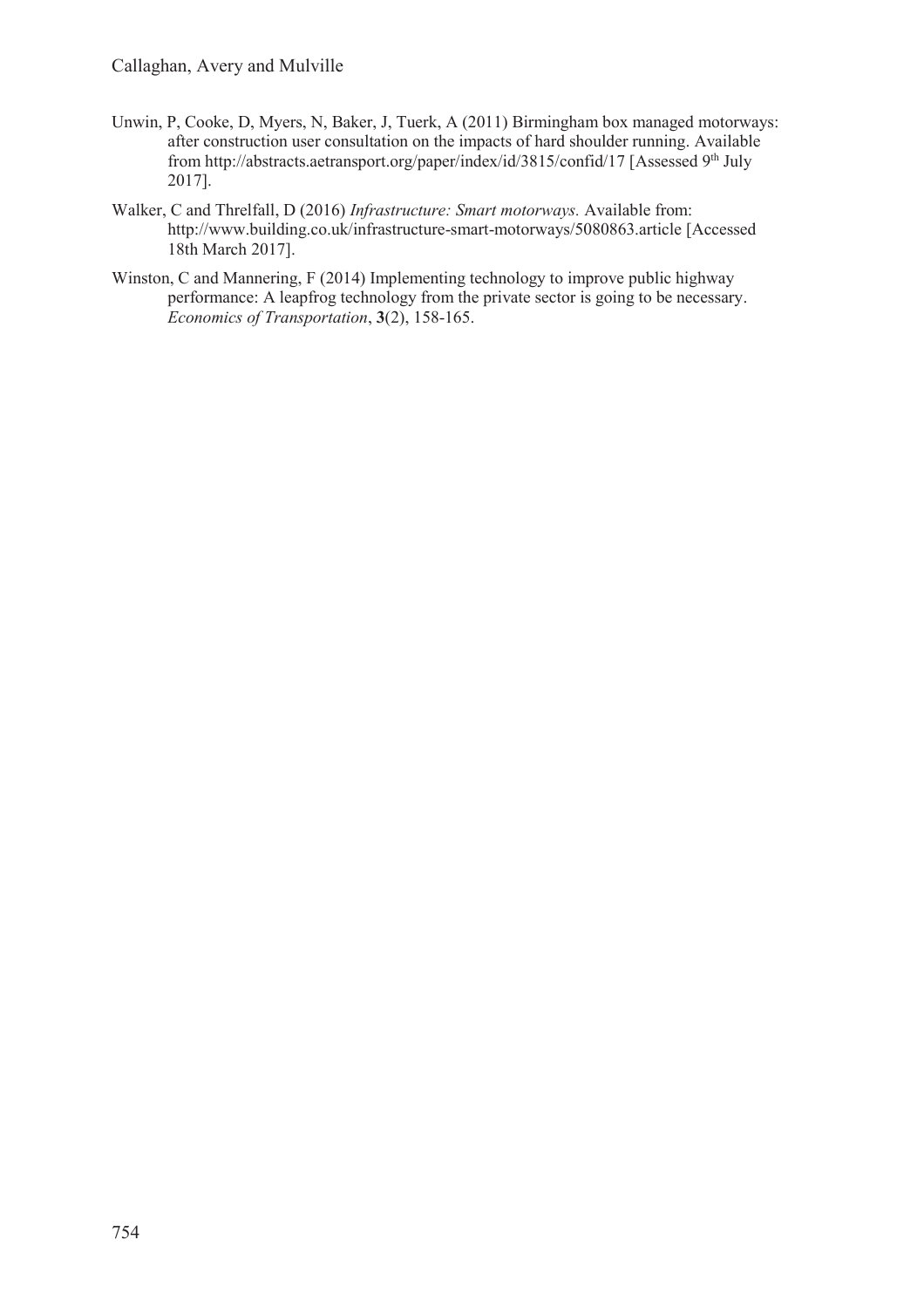Unwin, P, Cooke, D, Myers, N, Baker, J, Tuerk, A (2011) Birmingham box managed motorways: after construction user consultation on the impacts of hard shoulder running. Available from http://abstracts.aetransport.org/paper/index/id/3815/confid/17 [Assessed 9th July 2017].

Walker, C and Threlfall, D (2016) *Infrastructure: Smart motorways.* Available from: http://www.building.co.uk/infrastructure-smart-motorways/5080863.article [Accessed 18th March 2017].

Winston, C and Mannering, F (2014) Implementing technology to improve public highway performance: A leapfrog technology from the private sector is going to be necessary. *Economics of Transportation*, **3**(2), 158-165.